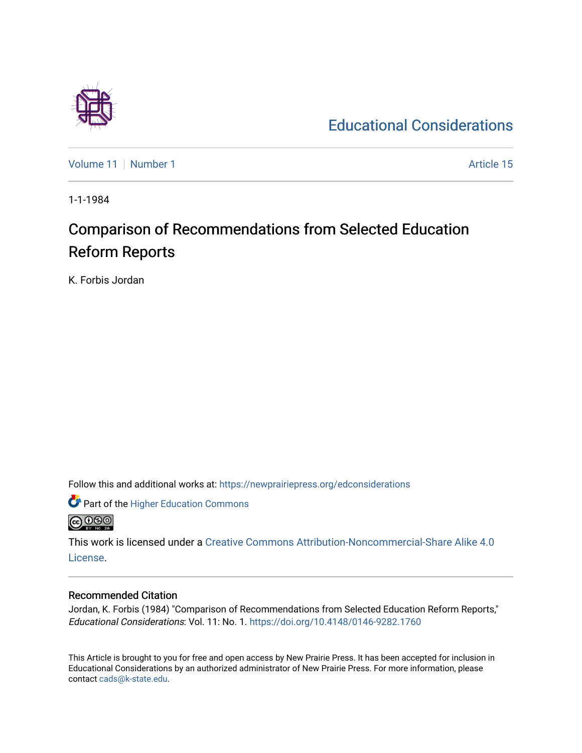Educational Considerations

Volume 11 | Number 1 | Article 15

1-1-1984

# Comparison of Recommendations from Selected Education Reform Reports

K. Forbis Jordan

Follow this and additional works at: https://newprairiepress.org/edconsiderations

Part of the Higher Education Commons

This work is licensed under a Creative Commons Attribution-Noncommercial-Share Alike 4.0 License.

## Recommended Citation

Jordan, K. Forbis (1984) "Comparison of Recommendations from Selected Education Reform Reports," *Educational Considerations*: Vol. 11: No. 1. https://doi.org/10.4148/0146-9282.1760

This Article is brought to you for free and open access by New Prairie Press. It has been accepted for inclusion in Educational Considerations by an authorized administrator of New Prairie Press. For more information, please contact cads@k-state.edu.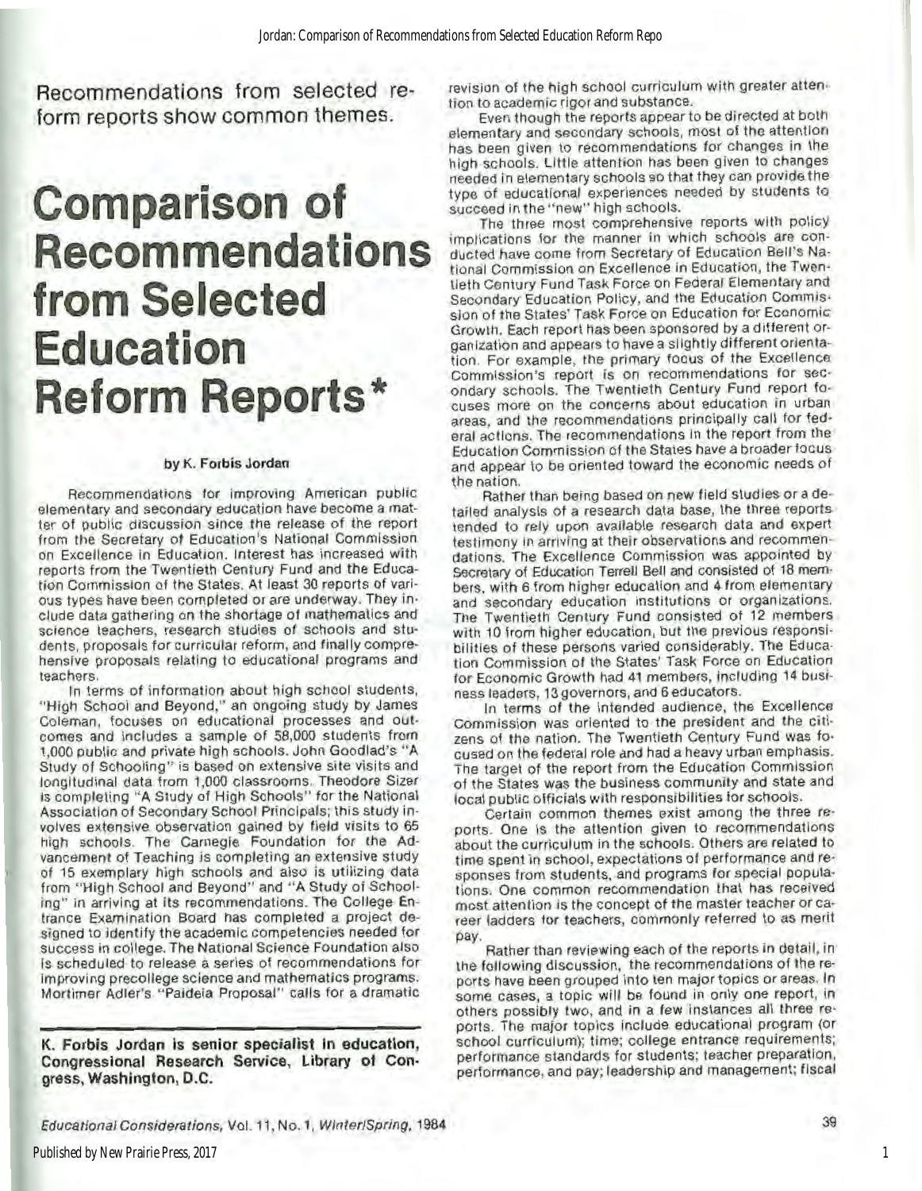Recommendations from selected reform reports show common themes.

# Comparison of Recommendations from Selected Education Reform Reports*

### by K. Forbis Jordan

Recommendations for improving American public elementary and secondary education have become a matter of public discussion since the release of the report from the Secretary of Education's National Commission on Excellence in Education. Interest has increased with reports from the Twentieth Century Fund and the Education Commission of the States. At least 30 reports of various types have been completed or are underway. They include data gathering on the shortage of mathematics and science teachers, research studies of schools and students, proposals for curricular reform, and finally comprehensive proposals relating to educational programs and teachers.

In terms of information about high school students, "High School and Beyond," an ongoing study by James Coleman, focuses on educational processes and outcomes and includes a sample of 58,000 students from 1,000 public and private high schools. John Goodlad's "A Study of Schooling" is based on extensive site visits and longitudinal data from 1,000 classrooms. Theodore Sizer is completing "A Study of High Schools" for the National Association of Secondary School Principals; this study involves extensive observation gained by field visits to 65 high schools. The Carnegie Foundation for the Advancement of Teaching is completing an extensive study of 15 exemplary high schools and also is utilizing data from "High School and Beyond" and "A Study of Schooling" in arriving at its recommendations. The College Entrance Examination Board has completed a project designed to identify the academic competencies needed for success in college. The National Science Foundation also is scheduled to release a series of recommendations for improving precollege science and mathematics programs. Mortimer Adler's "Paideia Proposal" calls for a dramatic revision of the high school curriculum with greater attention to academic rigor and substance.

**K. Forbis Jordan is senior specialist in education, Congressional Research Service, Library of Congress, Washington, D.C.**

Even though the reports appear to be directed at both elementary and secondary schools, most of the attention has been given to recommendations for changes in the high schools. Little attention has been given to changes needed in elementary schools so that they can provide the type of educational experiences needed by students to succeed in the "new" high schools.

The three most comprehensive reports with policy implications for the manner in which schools are conducted have come from Secretary of Education Bell's National Commission on Excellence in Education, the Twentieth Century Fund Task Force on Federal Elementary and Secondary Education Policy, and the Education Commission of the States' Task Force on Education for Economic Growth. Each report has been sponsored by a different organization and appears to have a slightly different orientation. For example, the primary focus of the Excellence Commission's report is on recommendations for secondary schools. The Twentieth Century Fund report focuses more on the concerns about education in urban areas, and the recommendations principally call for federal actions. The recommendations in the report from the Education Commission of the States have a broader focus and appear to be oriented toward the economic needs of the nation.

Rather than being based on new field studies or a detailed analysis of a research data base, the three reports tended to rely upon available research data and expert testimony in arriving at their observations and recommendations. The Excellence Commission was appointed by Secretary of Education Terrell Bell and consisted of 18 members, with 6 from higher education and 4 from elementary and secondary education institutions or organizations. The Twentieth Century Fund consisted of 12 members with 10 from higher education, but the previous responsibilities of these persons varied considerably. The Education Commission of the States' Task Force on Education for Economic Growth had 41 members, including 14 business leaders, 13 governors, and 6 educators.

In terms of the intended audience, the Excellence Commission was oriented to the president and the citizens of the nation. The Twentieth Century Fund was focused on the federal role and had a heavy urban emphasis. The target of the report from the Education Commission of the States was the business community and state and local public officials with responsibilities for schools.

Certain common themes exist among the three reports. One is the attention given to recommendations about the curriculum in the schools. Others are related to time spent in school, expectations of performance and responses from students, and programs for special populations. One common recommendation that has received most attention is the concept of the master teacher or career ladders for teachers, commonly referred to as merit pay.

Rather than reviewing each of the reports in detail, in the following discussion, the recommendations of the reports have been grouped into ten major topics or areas. In some cases, a topic will be found in only one report, in others possibly two, and in a few instances all three reports. The major topics include educational program (or school curriculum); time; college entrance requirements; performance standards for students; teacher preparation, performance, and pay; leadership and management; fiscal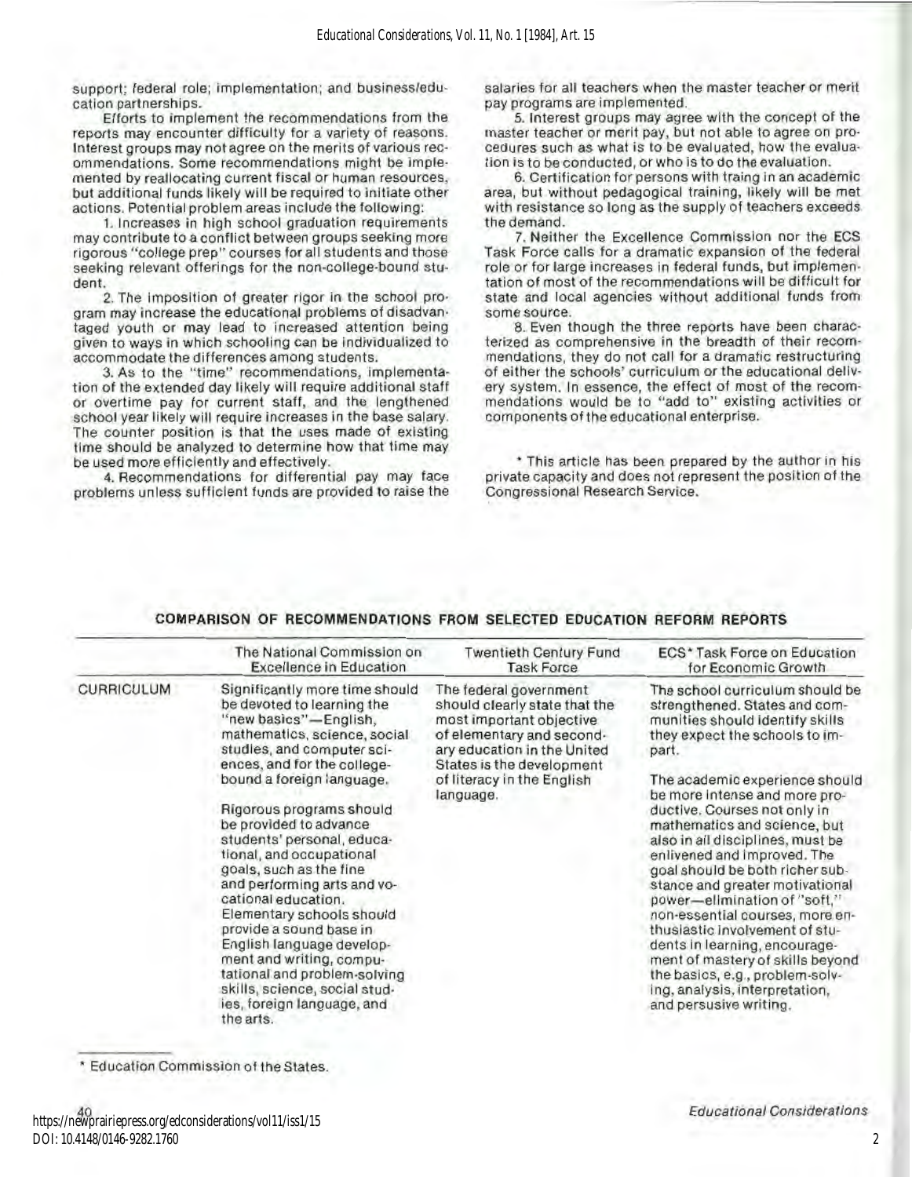support; federal role; implementation; and business/education partnerships.

Efforts to implement the recommendations from the reports may encounter difficulty for a variety of reasons. Interest groups may not agree on the merits of various recommendations. Some recommendations might be implemented by reallocating current fiscal or human resources, but additional funds likely will be required to initiate other actions. Potential problem areas include the following:

1. Increases in high school graduation requirements may contribute to a conflict between groups seeking more rigorous "college prep" courses for all students and those seeking relevant offerings for the non-college-bound student.

2. The imposition of greater rigor in the school program may increase the educational problems of disadvantaged youth or may lead to increased attention being given to ways in which schooling can be individualized to accommodate the differences among students.

3. As to the "time" recommendations, implementation of the extended day likely will require additional staff or overtime pay for current staff, and the lengthened school year likely will require increases in the base salary. The counter position is that the uses made of existing time should be analyzed to determine how that time may be used more efficiently and effectively.

4. Recommendations for differential pay may face problems unless sufficient funds are provided to raise the salaries for all teachers when the master teacher or merit pay programs are implemented.

5. Interest groups may agree with the concept of the master teacher or merit pay, but not able to agree on procedures such as what is to be evaluated, how the evaluation is to be conducted, or who is to do the evaluation.

6. Certification for persons with traing in an academic area, but without pedagogical training, likely will be met with resistance so long as the supply of teachers exceeds the demand.

7. Neither the Excellence Commission nor the ECS Task Force calls for a dramatic expansion of the federal role or for large increases in federal funds, but implementation of most of the recommendations will be difficult for state and local agencies without additional funds from some source.

8. Even though the three reports have been characterized as comprehensive in the breadth of their recommendations, they do not call for a dramatic restructuring of either the schools' curriculum or the educational delivery system. In essence, the effect of most of the recommendations would be to "add to" existing activities or components of the educational enterprise.

\* This article has been prepared by the author in his private capacity and does not represent the position of the Congressional Research Service.

**COMPARISON OF RECOMMENDATIONS FROM SELECTED EDUCATION REFORM REPORTS**

| | The National Commission on Excellence in Education | Twentieth Century Fund Task Force | ECS* Task Force on Education for Economic Growth |
|---|---|---|---|
| CURRICULUM | Significantly more time should be devoted to learning the "new basics"—English, mathematics, science, social studies, and computer sciences, and for the college-bound a foreign language.<br><br>Rigorous programs should be provided to advance students' personal, educational, and occupational goals, such as the fine and performing arts and vocational education. Elementary schools should provide a sound base in English language development and writing, computational and problem-solving skills, science, social studies, foreign language, and the arts. | The federal government should clearly state that the most important objective of elementary and secondary education in the United States is the development of literacy in the English language. | The school curriculum should be strengthened. States and communities should identify skills they expect the schools to impart.<br><br>The academic experience should be more intense and more productive. Courses not only in mathematics and science, but also in all disciplines, must be enlivened and improved. The goal should be both richer substance and greater motivational power—elimination of "soft," non-essential courses, more enthusiastic involvement of students in learning, encouragement of mastery of skills beyond the basics, e.g., problem-solving, analysis, interpretation, and persusive writing. |

\* Education Commission of the States.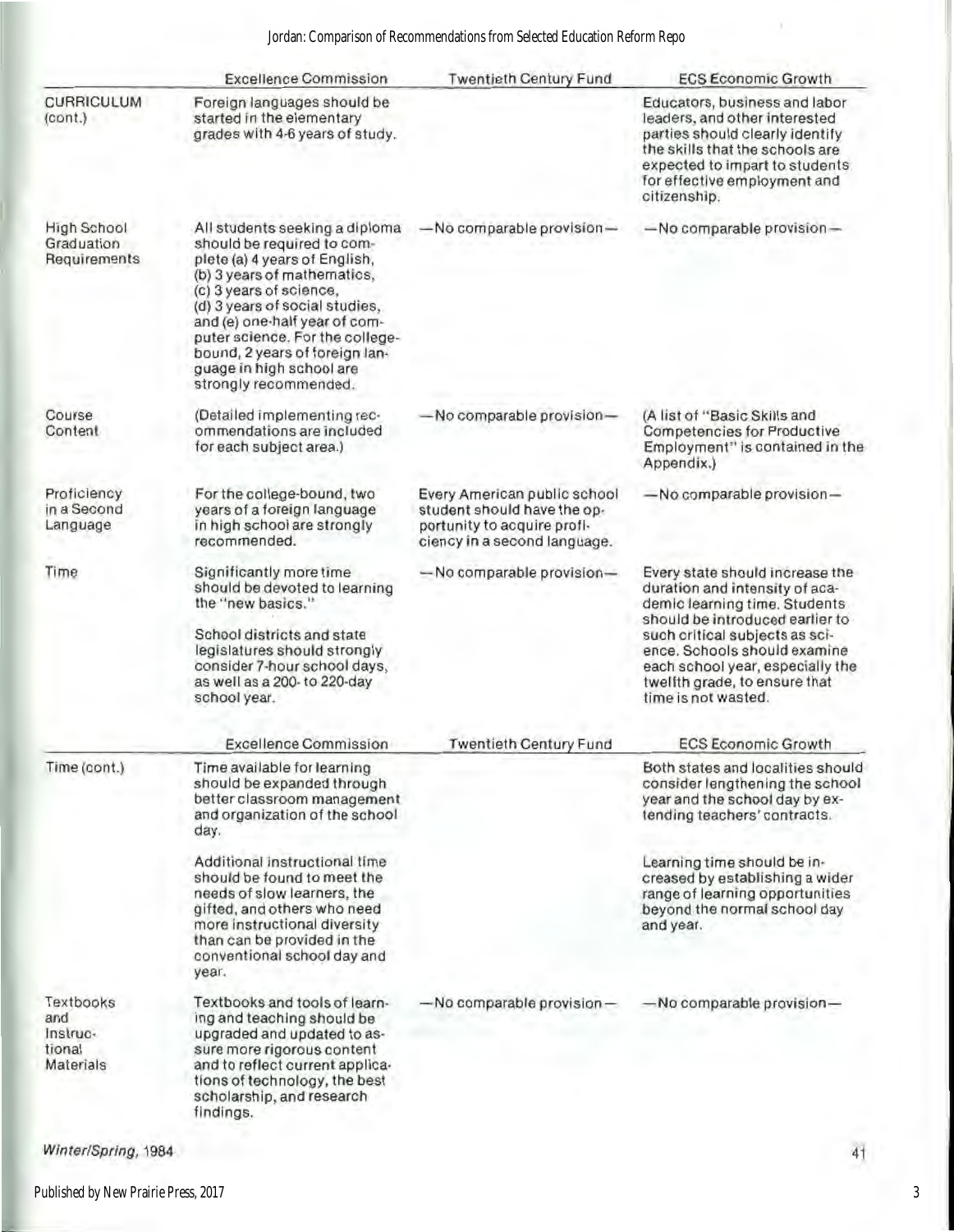| | Excellence Commission | Twentieth Century Fund | ECS Economic Growth |
|---|---|---|---|
| CURRICULUM (cont.) | Foreign languages should be started in the elementary grades with 4-6 years of study. | | Educators, business and labor leaders, and other interested parties should clearly identify the skills that the schools are expected to impart to students for effective employment and citizenship. |
| High School Graduation Requirements | All students seeking a diploma should be required to complete (a) 4 years of English, (b) 3 years of mathematics, (c) 3 years of science, (d) 3 years of social studies, and (e) one-half year of computer science. For the college-bound, 2 years of foreign language in high school are strongly recommended. | —No comparable provision— | —No comparable provision— |
| Course Content | (Detailed implementing recommendations are included for each subject area.) | —No comparable provision— | (A list of "Basic Skills and Competencies for Productive Employment" is contained in the Appendix.) |
| Proficiency in a Second Language | For the college-bound, two years of a foreign language in high school are strongly recommended. | Every American public school student should have the opportunity to acquire proficiency in a second language. | —No comparable provision— |
| Time | Significantly more time should be devoted to learning the "new basics."<br><br>School districts and state legislatures should strongly consider 7-hour school days, as well as a 200- to 220-day school year. | —No comparable provision— | Every state should increase the duration and intensity of academic learning time. Students should be introduced earlier to such critical subjects as science. Schools should examine each school year, especially the twelfth grade, to ensure that time is not wasted. |
| Time (cont.) | Time available for learning should be expanded through better classroom management and organization of the school day.<br><br>Additional instructional time should be found to meet the needs of slow learners, the gifted, and others who need more instructional diversity than can be provided in the conventional school day and year. | | Both states and localities should consider lengthening the school year and the school day by extending teachers' contracts.<br><br>Learning time should be increased by establishing a wider range of learning opportunities beyond the normal school day and year. |
| Textbooks and Instructional Materials | Textbooks and tools of learning and teaching should be upgraded and updated to assure more rigorous content and to reflect current applications of technology, the best scholarship, and research findings. | —No comparable provision— | —No comparable provision— |

*Winter/Spring, 1984*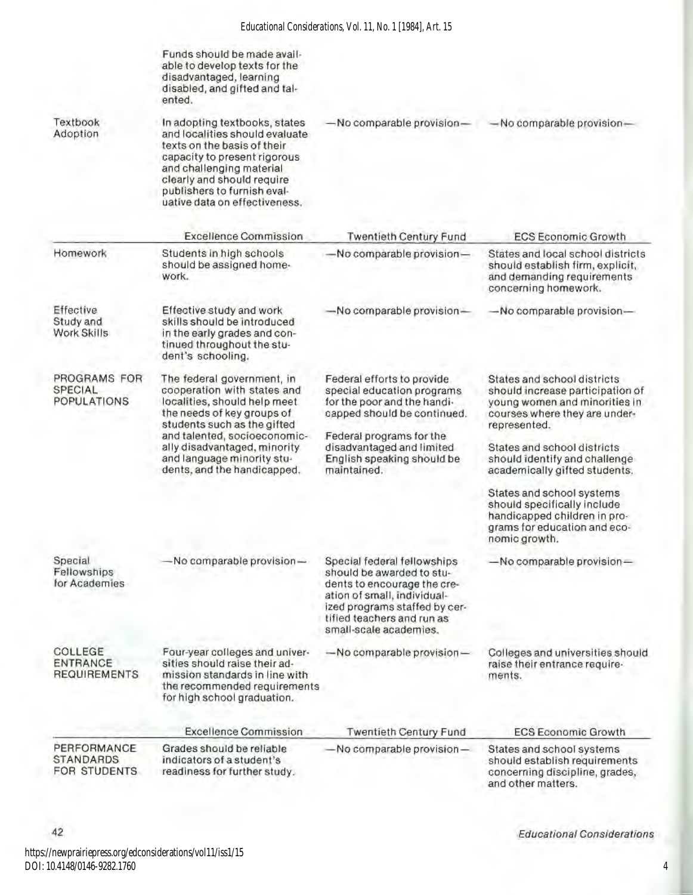|  | Excellence Commission | Twentieth Century Fund | ECS Economic Growth |
|---|---|---|---|
|  | Funds should be made available to develop texts for the disadvantaged, learning disabled, and gifted and talented. |  |  |
| Textbook Adoption | In adopting textbooks, states and localities should evaluate texts on the basis of their capacity to present rigorous and challenging material clearly and should require publishers to furnish evaluative data on effectiveness. | —No comparable provision— | —No comparable provision— |
| Homework | Students in high schools should be assigned homework. | —No comparable provision— | States and local school districts should establish firm, explicit, and demanding requirements concerning homework. |
| Effective Study and Work Skills | Effective study and work skills should be introduced in the early grades and continued throughout the student's schooling. | —No comparable provision— | —No comparable provision— |
| PROGRAMS FOR SPECIAL POPULATIONS | The federal government, in cooperation with states and localities, should help meet the needs of key groups of students such as the gifted and talented, socioeconomically disadvantaged, minority and language minority students, and the handicapped. | Federal efforts to provide special education programs for the poor and the handicapped should be continued. Federal programs for the disadvantaged and limited English speaking should be maintained. | States and school districts should increase participation of young women and minorities in courses where they are underrepresented. States and school districts should identify and challenge academically gifted students. States and school systems should specifically include handicapped children in programs for education and economic growth. |
| Special Fellowships for Academies | —No comparable provision— | Special federal fellowships should be awarded to students to encourage the creation of small, individualized programs staffed by certified teachers and run as small-scale academies. | —No comparable provision— |
| COLLEGE ENTRANCE REQUIREMENTS | Four-year colleges and universities should raise their admission standards in line with the recommended requirements for high school graduation. | —No comparable provision— | Colleges and universities should raise their entrance requirements. |
| PERFORMANCE STANDARDS FOR STUDENTS | Grades should be reliable indicators of a student's readiness for further study. | —No comparable provision— | States and school systems should establish requirements concerning discipline, grades, and other matters. |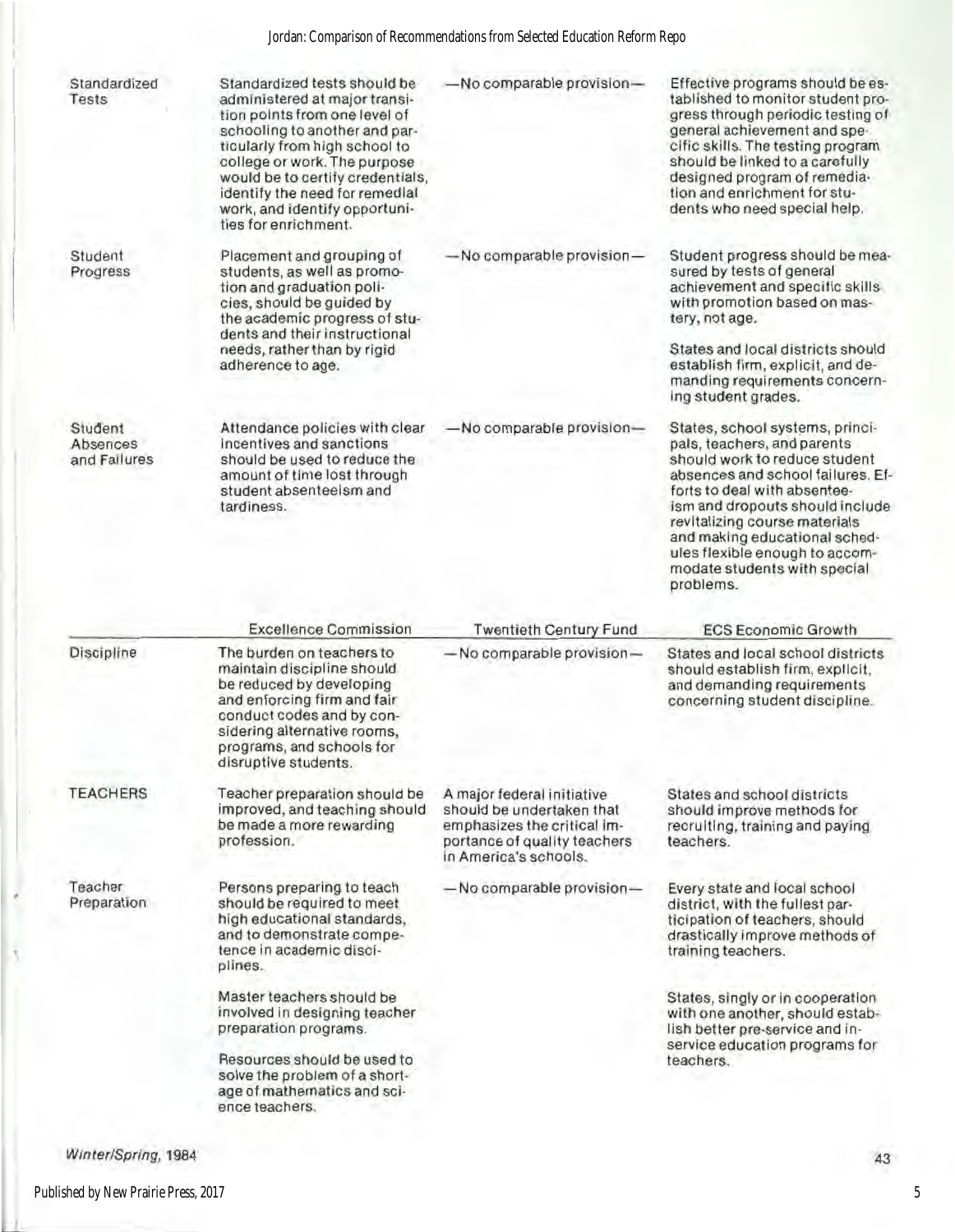| | Excellence Commission | Twentieth Century Fund | ECS Economic Growth |
|---|---|---|---|
| Standardized Tests | Standardized tests should be administered at major transition points from one level of schooling to another and particularly from high school to college or work. The purpose would be to certify credentials, identify the need for remedial work, and identify opportunities for enrichment. | —No comparable provision— | Effective programs should be established to monitor student progress through periodic testing of general achievement and specific skills. The testing program should be linked to a carefully designed program of remediation and enrichment for students who need special help. |
| Student Progress | Placement and grouping of students, as well as promotion and graduation policies, should be guided by the academic progress of students and their instructional needs, rather than by rigid adherence to age. | —No comparable provision— | Student progress should be measured by tests of general achievement and specific skills with promotion based on mastery, not age. States and local districts should establish firm, explicit, and demanding requirements concerning student grades. |
| Student Absences and Failures | Attendance policies with clear incentives and sanctions should be used to reduce the amount of time lost through student absenteeism and tardiness. | —No comparable provision— | States, school systems, principals, teachers, and parents should work to reduce student absences and school failures. Efforts to deal with absenteeism and dropouts should include revitalizing course materials and making educational schedules flexible enough to accommodate students with special problems. |
| Discipline | The burden on teachers to maintain discipline should be reduced by developing and enforcing firm and fair conduct codes and by considering alternative rooms, programs, and schools for disruptive students. | —No comparable provision— | States and local school districts should establish firm, explicit, and demanding requirements concerning student discipline. |
| TEACHERS | Teacher preparation should be improved, and teaching should be made a more rewarding profession. | A major federal initiative should be undertaken that emphasizes the critical importance of quality teachers in America's schools. | States and school districts should improve methods for recruiting, training and paying teachers. |
| Teacher Preparation | Persons preparing to teach should be required to meet high educational standards, and to demonstrate competence in academic disciplines. Master teachers should be involved in designing teacher preparation programs. Resources should be used to solve the problem of a shortage of mathematics and science teachers. | —No comparable provision— | Every state and local school district, with the fullest participation of teachers, should drastically improve methods of training teachers. States, singly or in cooperation with one another, should establish better pre-service and in-service education programs for teachers. |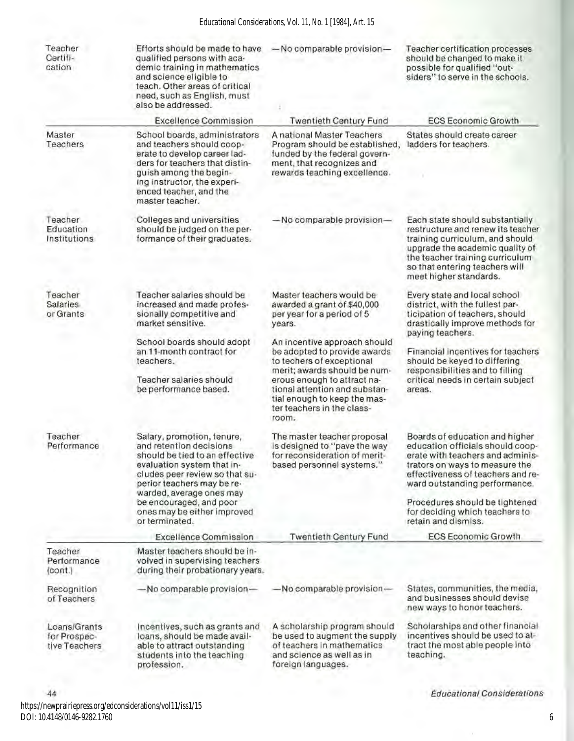| | Excellence Commission | Twentieth Century Fund | ECS Economic Growth |
|---|---|---|---|
| Teacher Certification | Efforts should be made to have qualified persons with academic training in mathematics and science eligible to teach. Other areas of critical need, such as English, must also be addressed. | —No comparable provision— | Teacher certification processes should be changed to make it possible for qualified "outsiders" to serve in the schools. |
| Master Teachers | School boards, administrators and teachers should cooperate to develop career ladders for teachers that distinguish among the beginning instructor, the experienced teacher, and the master teacher. | A national Master Teachers Program should be established, funded by the federal government, that recognizes and rewards teaching excellence. | States should create career ladders for teachers. |
| Teacher Education Institutions | Colleges and universities should be judged on the performance of their graduates. | —No comparable provision— | Each state should substantially restructure and renew its teacher training curriculum, and should upgrade the academic quality of the teacher training curriculum so that entering teachers will meet higher standards. |
| Teacher Salaries or Grants | Teacher salaries should be increased and made professionally competitive and market sensitive. | Master teachers would be awarded a grant of $40,000 per year for a period of 5 years. | Every state and local school district, with the fullest participation of teachers, should drastically improve methods for paying teachers. |
| | School boards should adopt an 11-month contract for teachers. Teacher salaries should be performance based. | An incentive approach should be adopted to provide awards to techers of exceptional merit; awards should be numerous enough to attract national attention and substantial enough to keep the master teachers in the classroom. | Financial incentives for teachers should be keyed to differing responsibilities and to filling critical needs in certain subject areas. |
| Teacher Performance | Salary, promotion, tenure, and retention decisions should be tied to an effective evaluation system that includes peer review so that superior teachers may be rewarded, average ones may be encouraged, and poor ones may be either improved or terminated. | The master teacher proposal is designed to "pave the way for reconsideration of merit-based personnel systems." | Boards of education and higher education officials should cooperate with teachers and administrators on ways to measure the effectiveness of teachers and reward outstanding performance. Procedures should be tightened for deciding which teachers to retain and dismiss. |
| Teacher Performance (cont.) | Master teachers should be involved in supervising teachers during their probationary years. | | |
| Recognition of Teachers | —No comparable provision— | —No comparable provision— | States, communities, the media, and businesses should devise new ways to honor teachers. |
| Loans/Grants for Prospective Teachers | Incentives, such as grants and loans, should be made available to attract outstanding students into the teaching profession. | A scholarship program should be used to augment the supply of teachers in mathematics and science as well as in foreign languages. | Scholarships and other financial incentives should be used to attract the most able people into teaching. |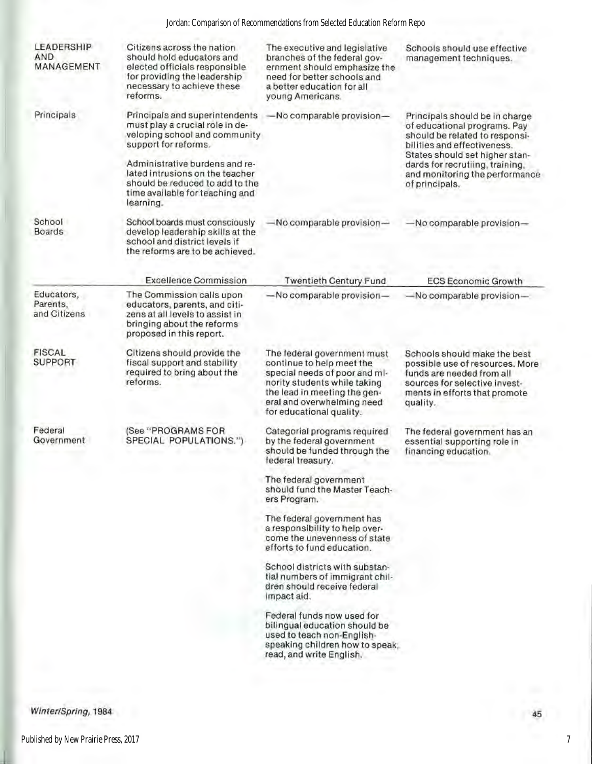| | | | |
|---|---|---|---|
| LEADERSHIP AND MANAGEMENT | Citizens across the nation should hold educators and elected officials responsible for providing the leadership necessary to achieve these reforms. | The executive and legislative branches of the federal government should emphasize the need for better schools and a better education for all young Americans. | Schools should use effective management techniques. |
| Principals | Principals and superintendents must play a crucial role in developing school and community support for reforms.<br><br>Administrative burdens and related intrusions on the teacher should be reduced to add to the time available for teaching and learning. | —No comparable provision— | Principals should be in charge of educational programs. Pay should be related to responsibilities and effectiveness. States should set higher standards for recrutiing, training, and monitoring the performance of principals. |
| School Boards | School boards must consciously develop leadership skills at the school and district levels if the reforms are to be achieved. | —No comparable provision— | —No comparable provision— |

| | Excellence Commission | Twentieth Century Fund | ECS Economic Growth |
|---|---|---|---|
| Educators, Parents, and Citizens | The Commission calls upon educators, parents, and citizens at all levels to assist in bringing about the reforms proposed in this report. | —No comparable provision— | —No comparable provision— |
| FISCAL SUPPORT | Citizens should provide the fiscal support and stability required to bring about the reforms. | The federal government must continue to help meet the special needs of poor and minority students while taking the lead in meeting the general and overwhelming need for educational quality. | Schools should make the best possible use of resources. More funds are needed from all sources for selective investments in efforts that promote quality. |
| Federal Government | (See "PROGRAMS FOR SPECIAL POPULATIONS.") | Categorial programs required by the federal government should be funded through the federal treasury.<br><br>The federal government should fund the Master Teachers Program.<br><br>The federal government has a responsibility to help overcome the unevenness of state efforts to fund education.<br><br>School districts with substantial numbers of immigrant children should receive federal impact aid.<br><br>Federal funds now used for bilingual education should be used to teach non-English-speaking children how to speak, read, and write English. | The federal government has an essential supporting role in financing education. |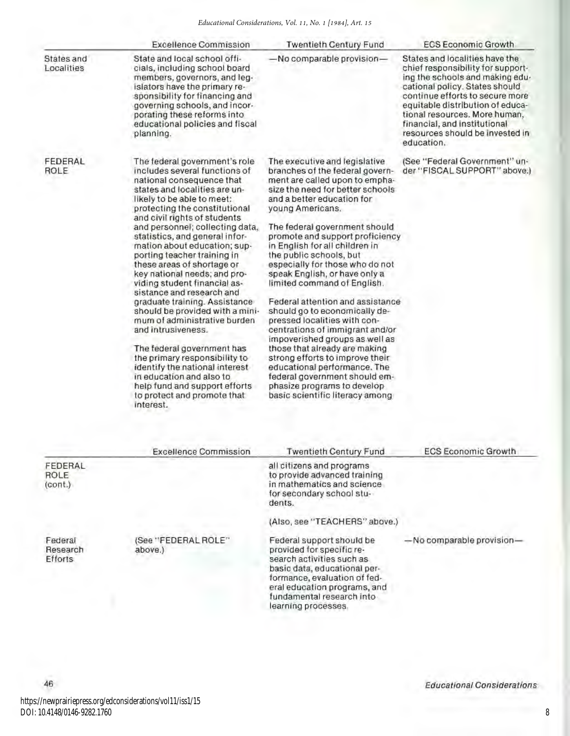| | Excellence Commission | Twentieth Century Fund | ECS Economic Growth |
|---|---|---|---|
| States and Localities | State and local school officials, including school board members, governors, and legislators have the primary responsibility for financing and governing schools, and incorporating these reforms into educational policies and fiscal planning. | —No comparable provision— | States and localities have the chief responsibility for supporting the schools and making educational policy. States should continue efforts to secure more equitable distribution of educational resources. More human, financial, and institutional resources should be invested in education. |
| FEDERAL ROLE | The federal government's role includes several functions of national consequence that states and localities are unlikely to be able to meet: protecting the constitutional and civil rights of students and personnel; collecting data, statistics, and general information about education; supporting teacher training in these areas of shortage or key national needs; and providing student financial assistance and research and graduate training. Assistance should be provided with a minimum of administrative burden and intrusiveness.<br><br>The federal government has the primary responsibility to identify the national interest in education and also to help fund and support efforts to protect and promote that interest. | The executive and legislative branches of the federal government are called upon to emphasize the need for better schools and a better education for young Americans.<br><br>The federal government should promote and support proficiency in English for all children in the public schools, but especially for those who do not speak English, or have only a limited command of English.<br><br>Federal attention and assistance should go to economically depressed localities with concentrations of immigrant and/or impoverished groups as well as those that already are making strong efforts to improve their educational performance. The federal government should emphasize programs to develop basic scientific literacy among all citizens and programs to provide advanced training in mathematics and science for secondary school students.<br><br>(Also, see "TEACHERS" above.) | (See "Federal Government" under "FISCAL SUPPORT" above.) |
| Federal Research Efforts | (See "FEDERAL ROLE" above.) | Federal support should be provided for specific research activities such as basic data, educational performance, evaluation of federal education programs, and fundamental research into learning processes. | —No comparable provision— |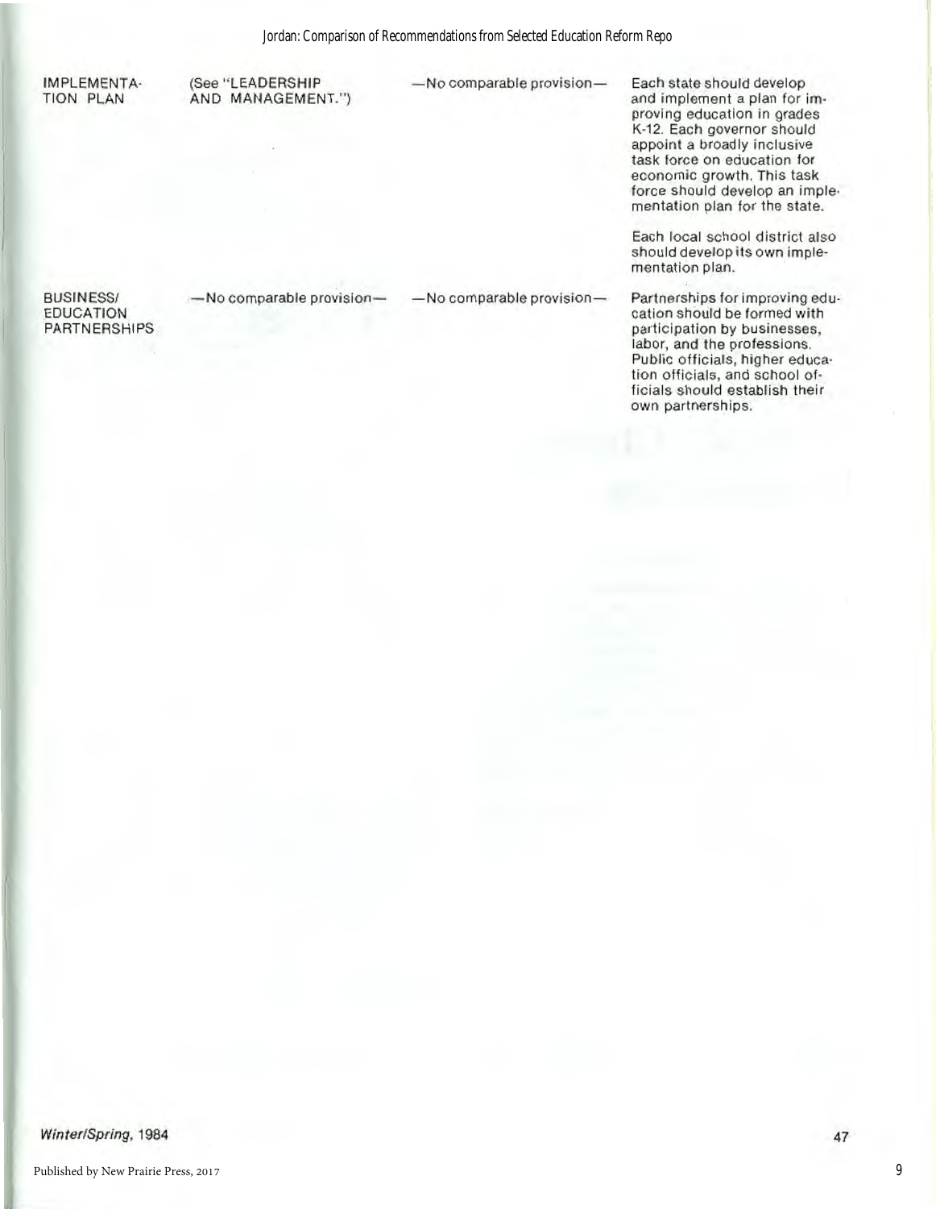| | | | |
|---|---|---|---|
| IMPLEMENTATION PLAN | (See "LEADERSHIP AND MANAGEMENT.") | —No comparable provision— | Each state should develop and implement a plan for improving education in grades K-12. Each governor should appoint a broadly inclusive task force on education for economic growth. This task force should develop an implementation plan for the state.<br><br>Each local school district also should develop its own implementation plan. |
| BUSINESS/ EDUCATION PARTNERSHIPS | —No comparable provision— | —No comparable provision— | Partnerships for improving education should be formed with participation by businesses, labor, and the professions. Public officials, higher education officials, and school officials should establish their own partnerships. |

*Winter/Spring*, 1984

Published by New Prairie Press, 2017